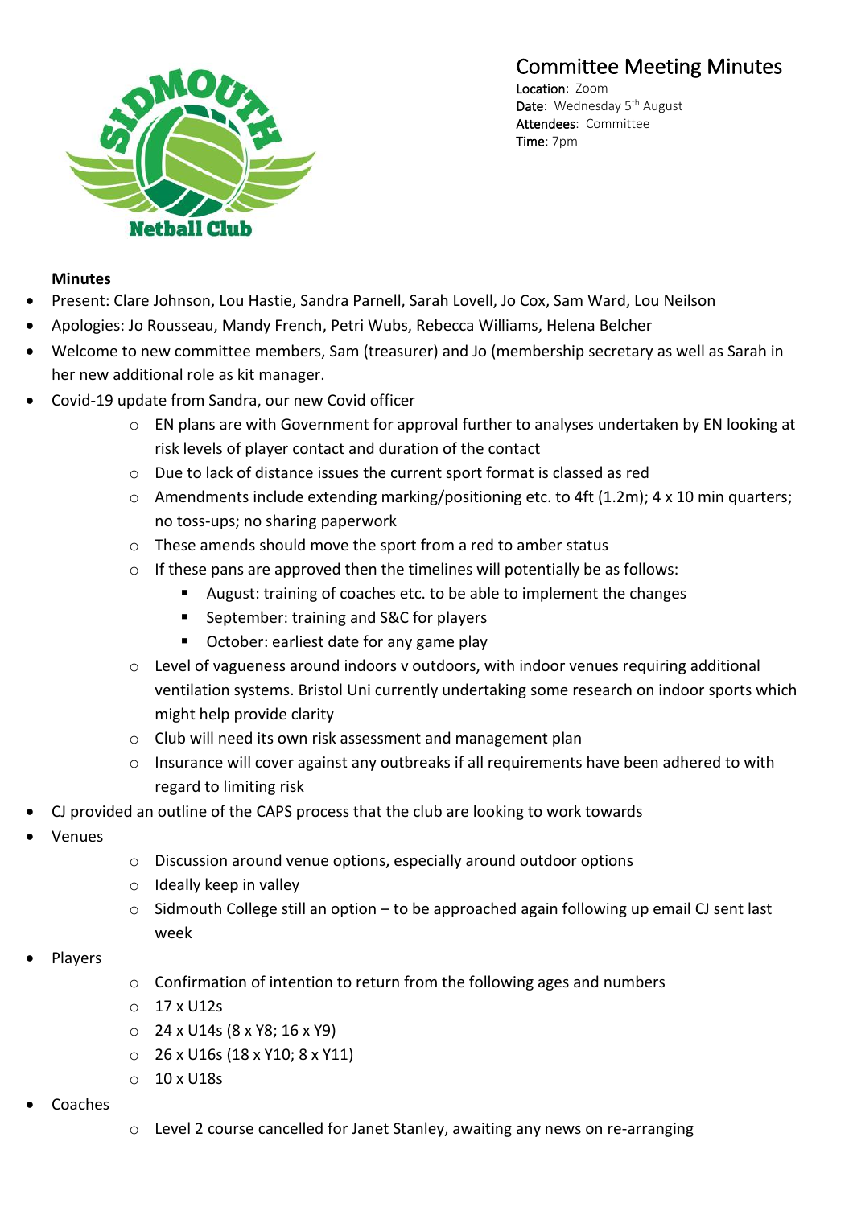# Committee Meeting Minutes

**Location**: Zoom
**Date**: Wednesday 5th August
**Attendees**: Committee
**Time**: 7pm

**Minutes**

- Present: Clare Johnson, Lou Hastie, Sandra Parnell, Sarah Lovell, Jo Cox, Sam Ward, Lou Neilson
- Apologies: Jo Rousseau, Mandy French, Petri Wubs, Rebecca Williams, Helena Belcher
- Welcome to new committee members, Sam (treasurer) and Jo (membership secretary as well as Sarah in her new additional role as kit manager.
- Covid-19 update from Sandra, our new Covid officer
  - EN plans are with Government for approval further to analyses undertaken by EN looking at risk levels of player contact and duration of the contact
  - Due to lack of distance issues the current sport format is classed as red
  - Amendments include extending marking/positioning etc. to 4ft (1.2m); 4 x 10 min quarters; no toss-ups; no sharing paperwork
  - These amends should move the sport from a red to amber status
  - If these pans are approved then the timelines will potentially be as follows:
    - August: training of coaches etc. to be able to implement the changes
    - September: training and S&C for players
    - October: earliest date for any game play
  - Level of vagueness around indoors v outdoors, with indoor venues requiring additional ventilation systems. Bristol Uni currently undertaking some research on indoor sports which might help provide clarity
  - Club will need its own risk assessment and management plan
  - Insurance will cover against any outbreaks if all requirements have been adhered to with regard to limiting risk
- CJ provided an outline of the CAPS process that the club are looking to work towards
- Venues
  - Discussion around venue options, especially around outdoor options
  - Ideally keep in valley
  - Sidmouth College still an option – to be approached again following up email CJ sent last week
- Players
  - Confirmation of intention to return from the following ages and numbers
  - 17 x U12s
  - 24 x U14s (8 x Y8; 16 x Y9)
  - 26 x U16s (18 x Y10; 8 x Y11)
  - 10 x U18s
- Coaches
  - Level 2 course cancelled for Janet Stanley, awaiting any news on re-arranging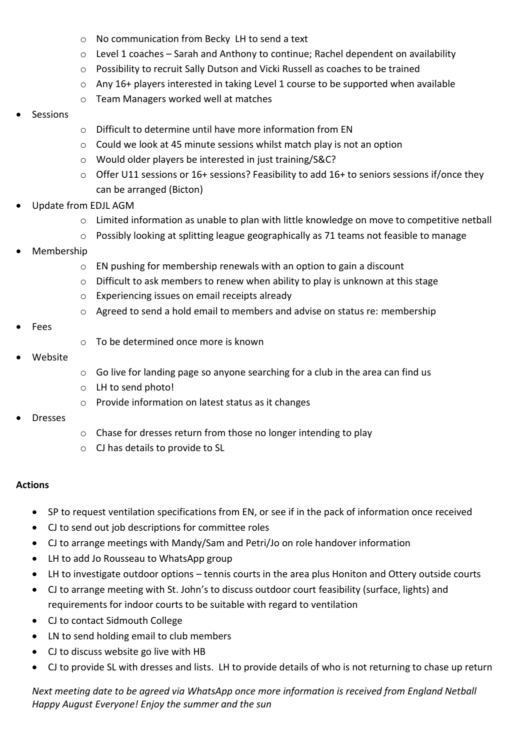- No communication from Becky LH to send a text
  - Level 1 coaches – Sarah and Anthony to continue; Rachel dependent on availability
  - Possibility to recruit Sally Dutson and Vicki Russell as coaches to be trained
  - Any 16+ players interested in taking Level 1 course to be supported when available
  - Team Managers worked well at matches
- Sessions
  - Difficult to determine until have more information from EN
  - Could we look at 45 minute sessions whilst match play is not an option
  - Would older players be interested in just training/S&C?
  - Offer U11 sessions or 16+ sessions? Feasibility to add 16+ to seniors sessions if/once they can be arranged (Bicton)
- Update from EDJL AGM
  - Limited information as unable to plan with little knowledge on move to competitive netball
  - Possibly looking at splitting league geographically as 71 teams not feasible to manage
- Membership
  - EN pushing for membership renewals with an option to gain a discount
  - Difficult to ask members to renew when ability to play is unknown at this stage
  - Experiencing issues on email receipts already
  - Agreed to send a hold email to members and advise on status re: membership
- Fees
  - To be determined once more is known
- Website
  - Go live for landing page so anyone searching for a club in the area can find us
  - LH to send photo!
  - Provide information on latest status as it changes
- Dresses
  - Chase for dresses return from those no longer intending to play
  - CJ has details to provide to SL

**Actions**

- SP to request ventilation specifications from EN, or see if in the pack of information once received
- CJ to send out job descriptions for committee roles
- CJ to arrange meetings with Mandy/Sam and Petri/Jo on role handover information
- LH to add Jo Rousseau to WhatsApp group
- LH to investigate outdoor options – tennis courts in the area plus Honiton and Ottery outside courts
- CJ to arrange meeting with St. John's to discuss outdoor court feasibility (surface, lights) and requirements for indoor courts to be suitable with regard to ventilation
- CJ to contact Sidmouth College
- LN to send holding email to club members
- CJ to discuss website go live with HB
- CJ to provide SL with dresses and lists. LH to provide details of who is not returning to chase up return

*Next meeting date to be agreed via WhatsApp once more information is received from England Netball*
*Happy August Everyone! Enjoy the summer and the sun*